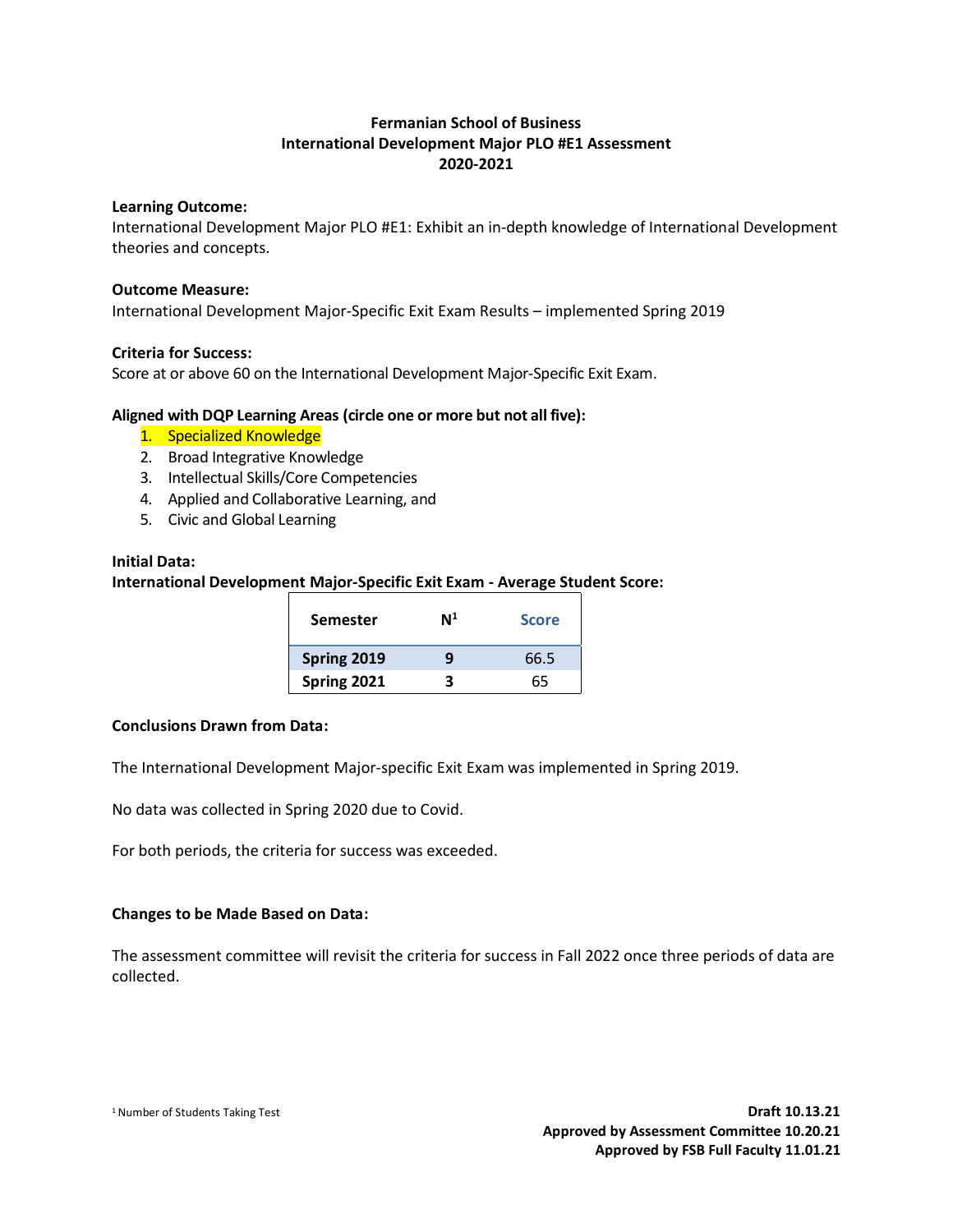**Fermanian School of Business**
**International Development Major PLO #E1 Assessment**
**2020-2021**

**Learning Outcome:**
International Development Major PLO #E1: Exhibit an in-depth knowledge of International Development theories and concepts.

**Outcome Measure:**
International Development Major-Specific Exit Exam Results – implemented Spring 2019

**Criteria for Success:**
Score at or above 60 on the International Development Major-Specific Exit Exam.

**Aligned with DQP Learning Areas (circle one or more but not all five):**

1. Specialized Knowledge
2. Broad Integrative Knowledge
3. Intellectual Skills/Core Competencies
4. Applied and Collaborative Learning, and
5. Civic and Global Learning

**Initial Data:**
**International Development Major-Specific Exit Exam - Average Student Score:**

| Semester | N[1] | Score |
|---|---|---|
| **Spring 2019** | **9** | 66.5 |
| **Spring 2021** | **3** | 65 |

**Conclusions Drawn from Data:**

The International Development Major-specific Exit Exam was implemented in Spring 2019.

No data was collected in Spring 2020 due to Covid.

For both periods, the criteria for success was exceeded.

**Changes to be Made Based on Data:**

The assessment committee will revisit the criteria for success in Fall 2022 once three periods of data are collected.

[1] Number of Students Taking Test

**Draft 10.13.21**
**Approved by Assessment Committee 10.20.21**
**Approved by FSB Full Faculty 11.01.21**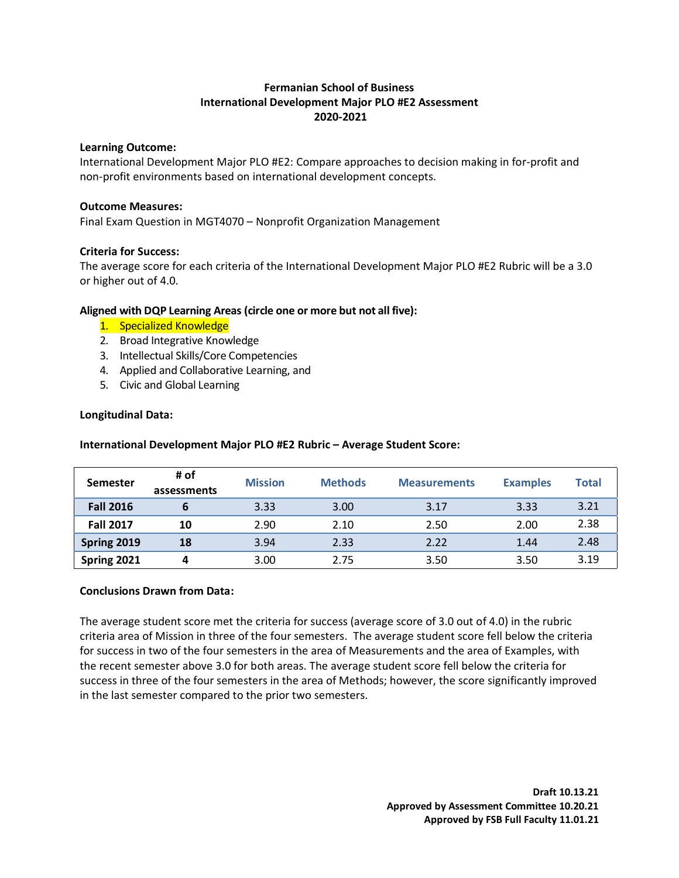**Fermanian School of Business**
**International Development Major PLO #E2 Assessment**
**2020-2021**

**Learning Outcome:**

International Development Major PLO #E2: Compare approaches to decision making in for-profit and non-profit environments based on international development concepts.

**Outcome Measures:**

Final Exam Question in MGT4070 – Nonprofit Organization Management

**Criteria for Success:**

The average score for each criteria of the International Development Major PLO #E2 Rubric will be a 3.0 or higher out of 4.0.

**Aligned with DQP Learning Areas (circle one or more but not all five):**

1. Specialized Knowledge
2. Broad Integrative Knowledge
3. Intellectual Skills/Core Competencies
4. Applied and Collaborative Learning, and
5. Civic and Global Learning

**Longitudinal Data:**

**International Development Major PLO #E2 Rubric – Average Student Score:**

| Semester | # of assessments | Mission | Methods | Measurements | Examples | Total |
|---|---|---|---|---|---|---|
| **Fall 2016** | **6** | 3.33 | 3.00 | 3.17 | 3.33 | 3.21 |
| **Fall 2017** | **10** | 2.90 | 2.10 | 2.50 | 2.00 | 2.38 |
| **Spring 2019** | **18** | 3.94 | 2.33 | 2.22 | 1.44 | 2.48 |
| **Spring 2021** | **4** | 3.00 | 2.75 | 3.50 | 3.50 | 3.19 |

**Conclusions Drawn from Data:**

The average student score met the criteria for success (average score of 3.0 out of 4.0) in the rubric criteria area of Mission in three of the four semesters. The average student score fell below the criteria for success in two of the four semesters in the area of Measurements and the area of Examples, with the recent semester above 3.0 for both areas. The average student score fell below the criteria for success in three of the four semesters in the area of Methods; however, the score significantly improved in the last semester compared to the prior two semesters.

**Draft 10.13.21**
**Approved by Assessment Committee 10.20.21**
**Approved by FSB Full Faculty 11.01.21**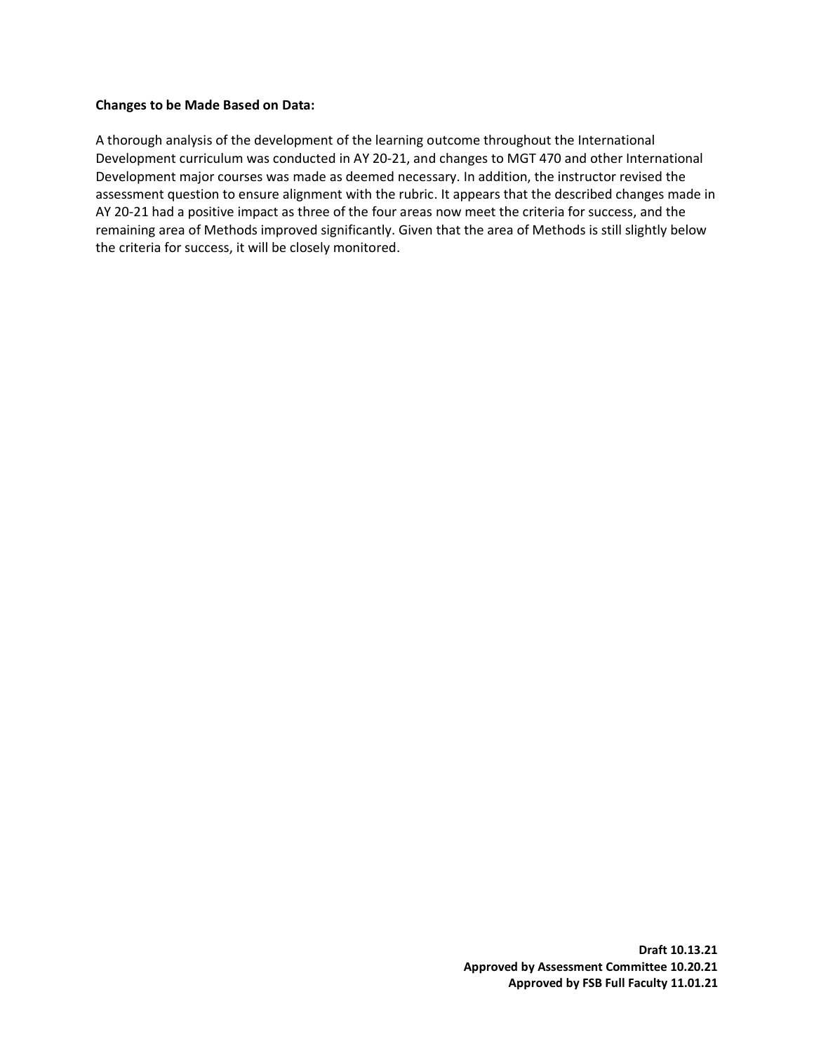**Changes to be Made Based on Data:**

A thorough analysis of the development of the learning outcome throughout the International Development curriculum was conducted in AY 20-21, and changes to MGT 470 and other International Development major courses was made as deemed necessary. In addition, the instructor revised the assessment question to ensure alignment with the rubric. It appears that the described changes made in AY 20-21 had a positive impact as three of the four areas now meet the criteria for success, and the remaining area of Methods improved significantly. Given that the area of Methods is still slightly below the criteria for success, it will be closely monitored.

**Draft 10.13.21**
**Approved by Assessment Committee 10.20.21**
**Approved by FSB Full Faculty 11.01.21**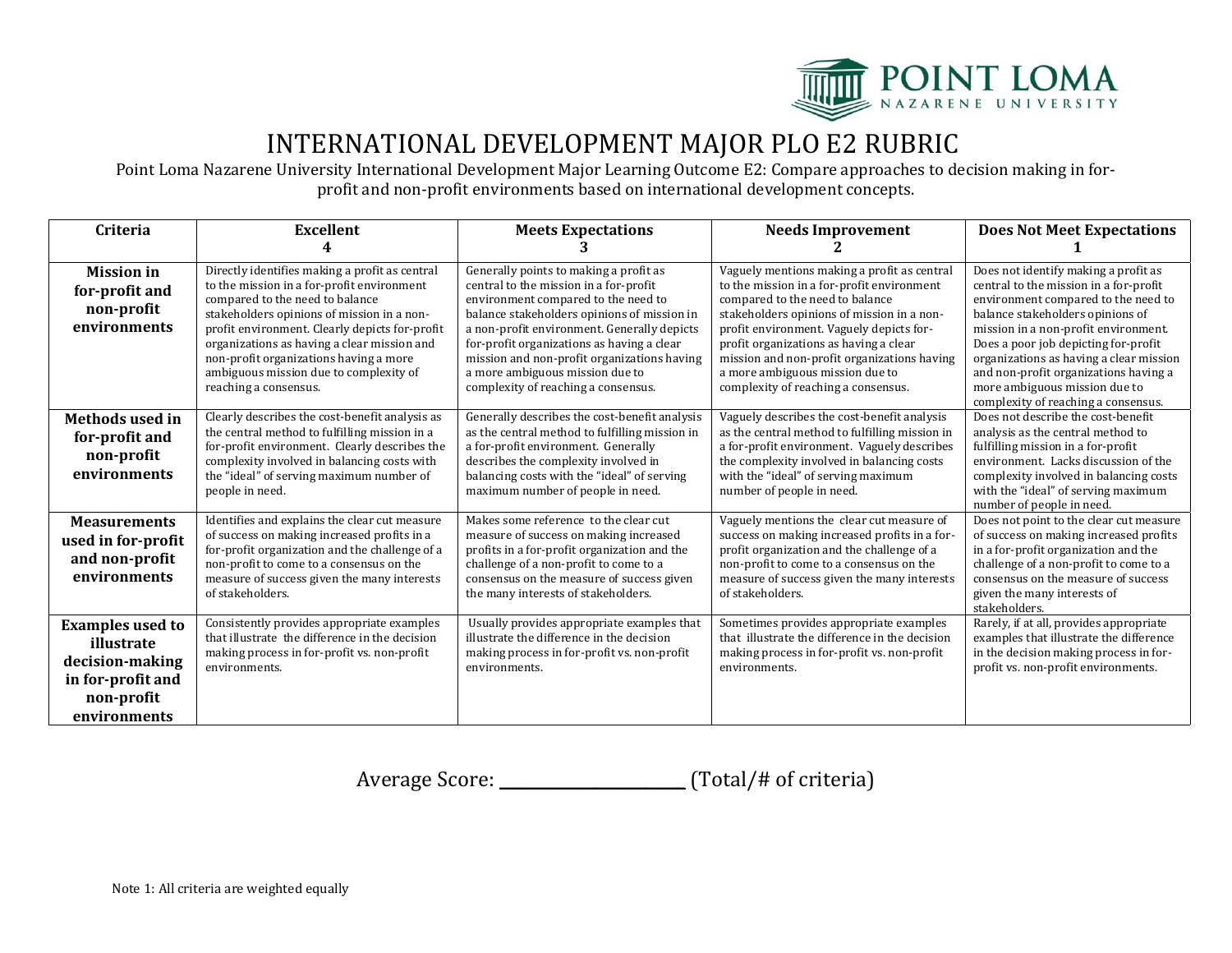# INTERNATIONAL DEVELOPMENT MAJOR PLO E2 RUBRIC

Point Loma Nazarene University International Development Major Learning Outcome E2: Compare approaches to decision making in for-profit and non-profit environments based on international development concepts.

| Criteria | Excellent 4 | Meets Expectations 3 | Needs Improvement 2 | Does Not Meet Expectations 1 |
|---|---|---|---|---|
| **Mission in for-profit and non-profit environments** | Directly identifies making a profit as central to the mission in a for-profit environment compared to the need to balance stakeholders opinions of mission in a non-profit environment. Clearly depicts for-profit organizations as having a clear mission and non-profit organizations having a more ambiguous mission due to complexity of reaching a consensus. | Generally points to making a profit as central to the mission in a for-profit environment compared to the need to balance stakeholders opinions of mission in a non-profit environment. Generally depicts for-profit organizations as having a clear mission and non-profit organizations having a more ambiguous mission due to complexity of reaching a consensus. | Vaguely mentions making a profit as central to the mission in a for-profit environment compared to the need to balance stakeholders opinions of mission in a non-profit environment. Vaguely depicts for-profit organizations as having a clear mission and non-profit organizations having a more ambiguous mission due to complexity of reaching a consensus. | Does not identify making a profit as central to the mission in a for-profit environment compared to the need to balance stakeholders opinions of mission in a non-profit environment. Does a poor job depicting for-profit organizations as having a clear mission and non-profit organizations having a more ambiguous mission due to complexity of reaching a consensus. |
| **Methods used in for-profit and non-profit environments** | Clearly describes the cost-benefit analysis as the central method to fulfilling mission in a for-profit environment. Clearly describes the complexity involved in balancing costs with the "ideal" of serving maximum number of people in need. | Generally describes the cost-benefit analysis as the central method to fulfilling mission in a for-profit environment. Generally describes the complexity involved in balancing costs with the "ideal" of serving maximum number of people in need. | Vaguely describes the cost-benefit analysis as the central method to fulfilling mission in a for-profit environment. Vaguely describes the complexity involved in balancing costs with the "ideal" of serving maximum number of people in need. | Does not describe the cost-benefit analysis as the central method to fulfilling mission in a for-profit environment. Lacks discussion of the complexity involved in balancing costs with the "ideal" of serving maximum number of people in need. |
| **Measurements used in for-profit and non-profit environments** | Identifies and explains the clear cut measure of success on making increased profits in a for-profit organization and the challenge of a non-profit to come to a consensus on the measure of success given the many interests of stakeholders. | Makes some reference to the clear cut measure of success on making increased profits in a for-profit organization and the challenge of a non-profit to come to a consensus on the measure of success given the many interests of stakeholders. | Vaguely mentions the clear cut measure of success on making increased profits in a for-profit organization and the challenge of a non-profit to come to a consensus on the measure of success given the many interests of stakeholders. | Does not point to the clear cut measure of success on making increased profits in a for-profit organization and the challenge of a non-profit to come to a consensus on the measure of success given the many interests of stakeholders. |
| **Examples used to illustrate decision-making in for-profit and non-profit environments** | Consistently provides appropriate examples that illustrate the difference in the decision making process in for-profit vs. non-profit environments. | Usually provides appropriate examples that illustrate the difference in the decision making process in for-profit vs. non-profit environments. | Sometimes provides appropriate examples that illustrate the difference in the decision making process in for-profit vs. non-profit environments. | Rarely, if at all, provides appropriate examples that illustrate the difference in the decision making process in for-profit vs. non-profit environments. |

Average Score: ______________________ (Total/# of criteria)

Note 1: All criteria are weighted equally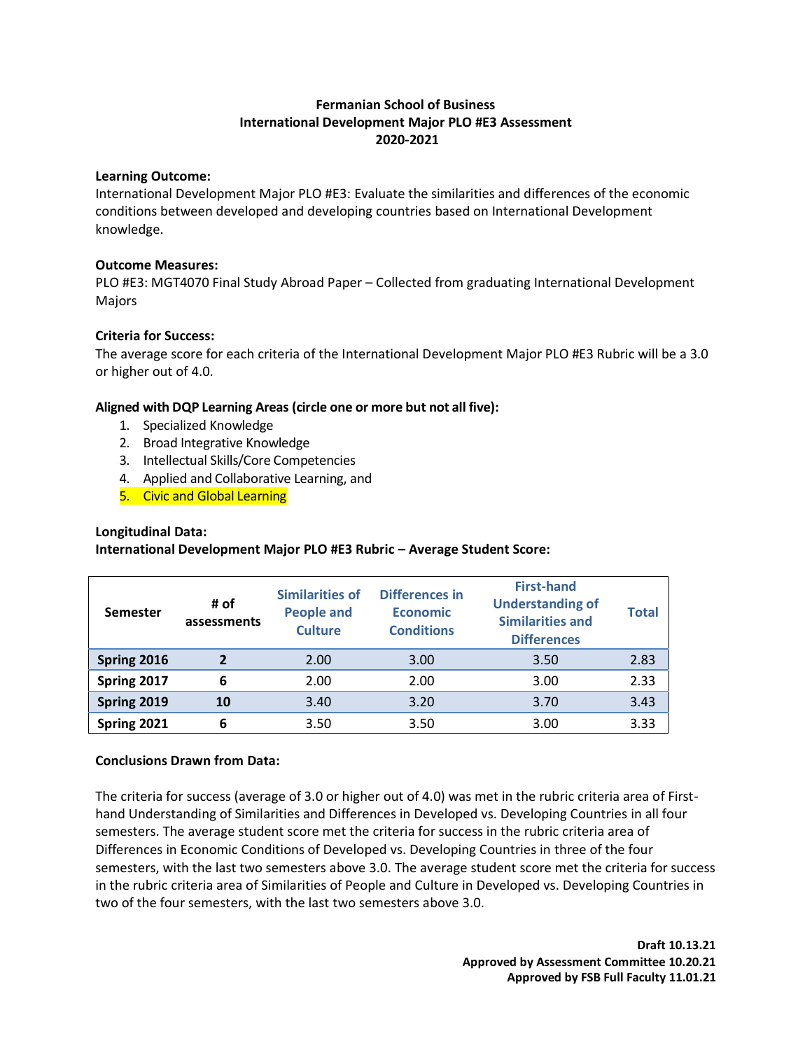**Fermanian School of Business**
**International Development Major PLO #E3 Assessment**
**2020-2021**

**Learning Outcome:**
International Development Major PLO #E3: Evaluate the similarities and differences of the economic conditions between developed and developing countries based on International Development knowledge.

**Outcome Measures:**
PLO #E3: MGT4070 Final Study Abroad Paper – Collected from graduating International Development Majors

**Criteria for Success:**
The average score for each criteria of the International Development Major PLO #E3 Rubric will be a 3.0 or higher out of 4.0.

**Aligned with DQP Learning Areas (circle one or more but not all five):**

1. Specialized Knowledge
2. Broad Integrative Knowledge
3. Intellectual Skills/Core Competencies
4. Applied and Collaborative Learning, and
5. Civic and Global Learning

**Longitudinal Data:**
**International Development Major PLO #E3 Rubric – Average Student Score:**

| Semester | # of assessments | Similarities of People and Culture | Differences in Economic Conditions | First-hand Understanding of Similarities and Differences | Total |
|---|---|---|---|---|---|
| **Spring 2016** | **2** | 2.00 | 3.00 | 3.50 | 2.83 |
| **Spring 2017** | **6** | 2.00 | 2.00 | 3.00 | 2.33 |
| **Spring 2019** | **10** | 3.40 | 3.20 | 3.70 | 3.43 |
| **Spring 2021** | **6** | 3.50 | 3.50 | 3.00 | 3.33 |

**Conclusions Drawn from Data:**

The criteria for success (average of 3.0 or higher out of 4.0) was met in the rubric criteria area of First-hand Understanding of Similarities and Differences in Developed vs. Developing Countries in all four semesters. The average student score met the criteria for success in the rubric criteria area of Differences in Economic Conditions of Developed vs. Developing Countries in three of the four semesters, with the last two semesters above 3.0. The average student score met the criteria for success in the rubric criteria area of Similarities of People and Culture in Developed vs. Developing Countries in two of the four semesters, with the last two semesters above 3.0.

**Draft 10.13.21**
**Approved by Assessment Committee 10.20.21**
**Approved by FSB Full Faculty 11.01.21**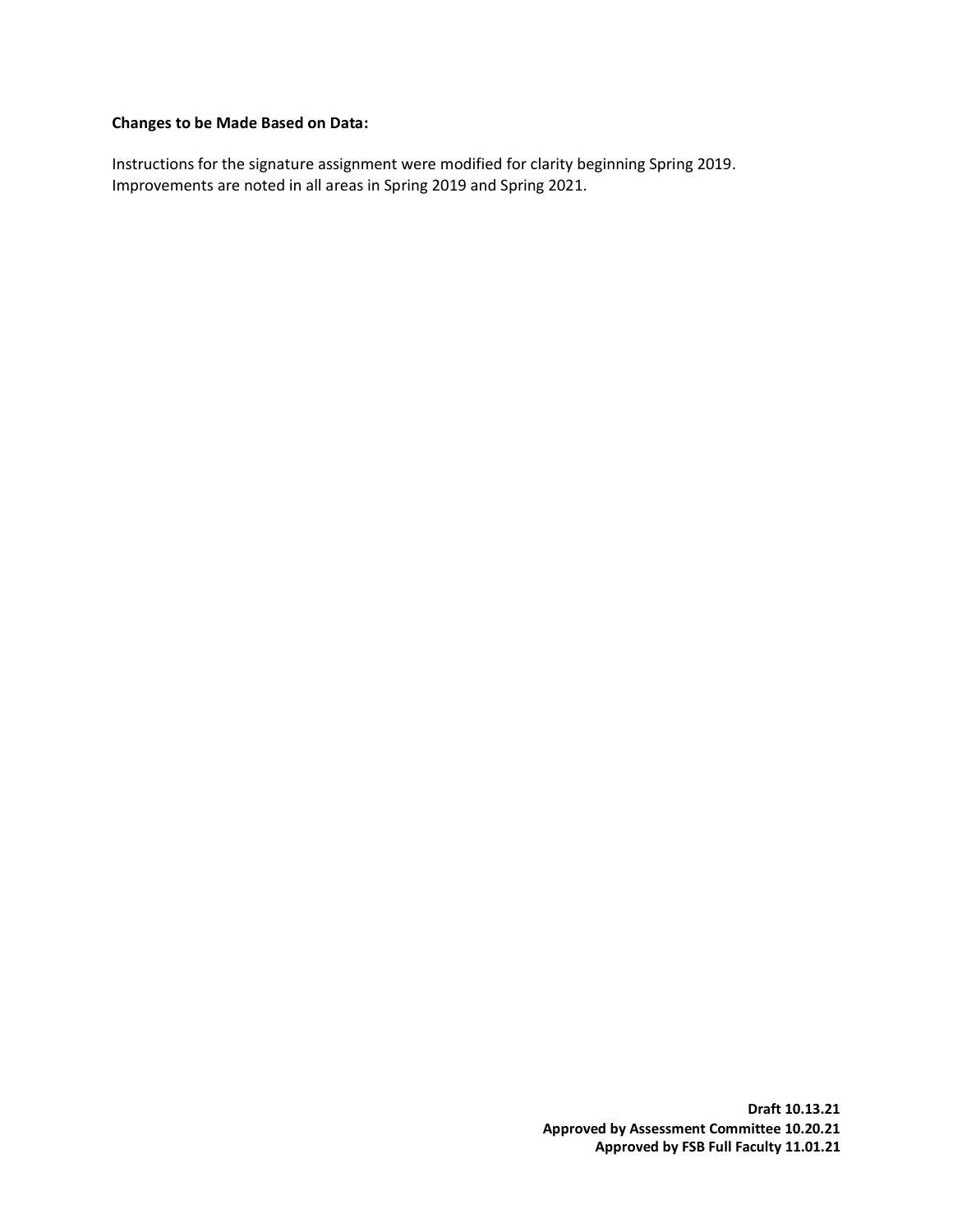**Changes to be Made Based on Data:**

Instructions for the signature assignment were modified for clarity beginning Spring 2019. Improvements are noted in all areas in Spring 2019 and Spring 2021.

**Draft 10.13.21**
**Approved by Assessment Committee 10.20.21**
**Approved by FSB Full Faculty 11.01.21**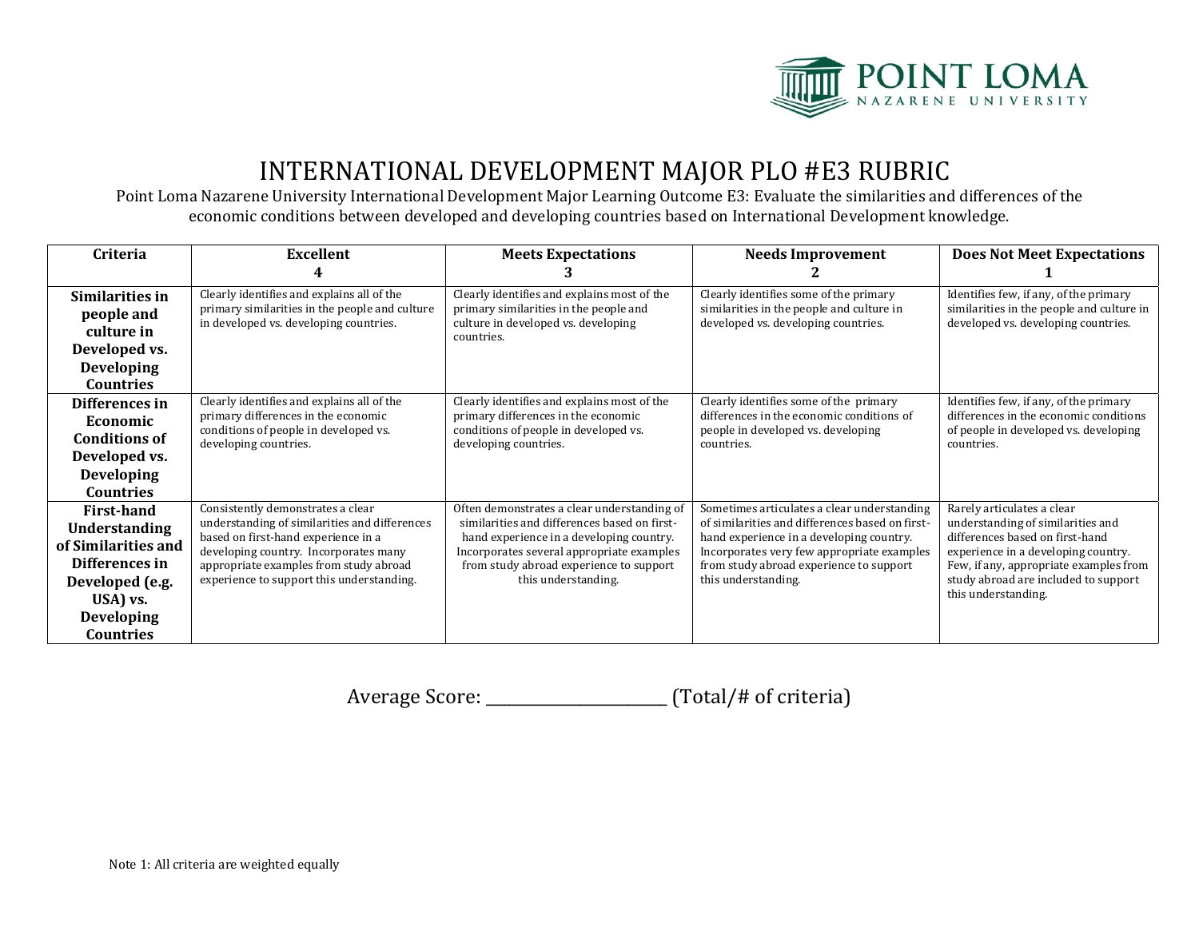# INTERNATIONAL DEVELOPMENT MAJOR PLO #E3 RUBRIC

Point Loma Nazarene University International Development Major Learning Outcome E3: Evaluate the similarities and differences of the economic conditions between developed and developing countries based on International Development knowledge.

| Criteria | Excellent 4 | Meets Expectations 3 | Needs Improvement 2 | Does Not Meet Expectations 1 |
|---|---|---|---|---|
| **Similarities in people and culture in Developed vs. Developing Countries** | Clearly identifies and explains all of the primary similarities in the people and culture in developed vs. developing countries. | Clearly identifies and explains most of the primary similarities in the people and culture in developed vs. developing countries. | Clearly identifies some of the primary similarities in the people and culture in developed vs. developing countries. | Identifies few, if any, of the primary similarities in the people and culture in developed vs. developing countries. |
| **Differences in Economic Conditions of Developed vs. Developing Countries** | Clearly identifies and explains all of the primary differences in the economic conditions of people in developed vs. developing countries. | Clearly identifies and explains most of the primary differences in the economic conditions of people in developed vs. developing countries. | Clearly identifies some of the primary differences in the economic conditions of people in developed vs. developing countries. | Identifies few, if any, of the primary differences in the economic conditions of people in developed vs. developing countries. |
| **First-hand Understanding of Similarities and Differences in Developed (e.g. USA) vs. Developing Countries** | Consistently demonstrates a clear understanding of similarities and differences based on first-hand experience in a developing country. Incorporates many appropriate examples from study abroad experience to support this understanding. | Often demonstrates a clear understanding of similarities and differences based on first-hand experience in a developing country. Incorporates several appropriate examples from study abroad experience to support this understanding. | Sometimes articulates a clear understanding of similarities and differences based on first-hand experience in a developing country. Incorporates very few appropriate examples from study abroad experience to support this understanding. | Rarely articulates a clear understanding of similarities and differences based on first-hand experience in a developing country. Few, if any, appropriate examples from study abroad are included to support this understanding. |

Average Score: ______________________ (Total/# of criteria)

Note 1: All criteria are weighted equally